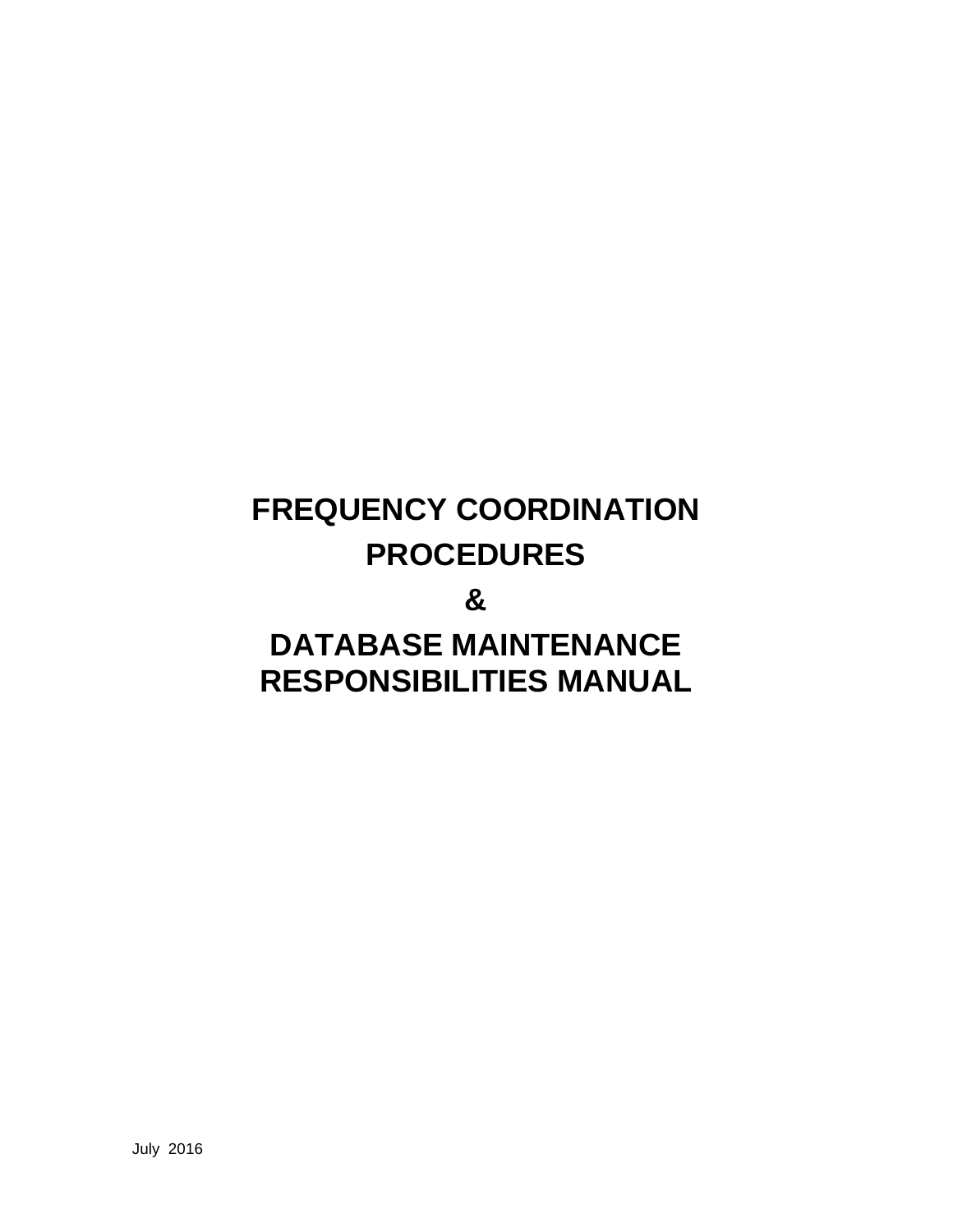# FREQUENCY COORDINATION PROCEDURES

# &

# DATABASE MAINTENANCE RESPONSIBILITIES MANUAL

July 2016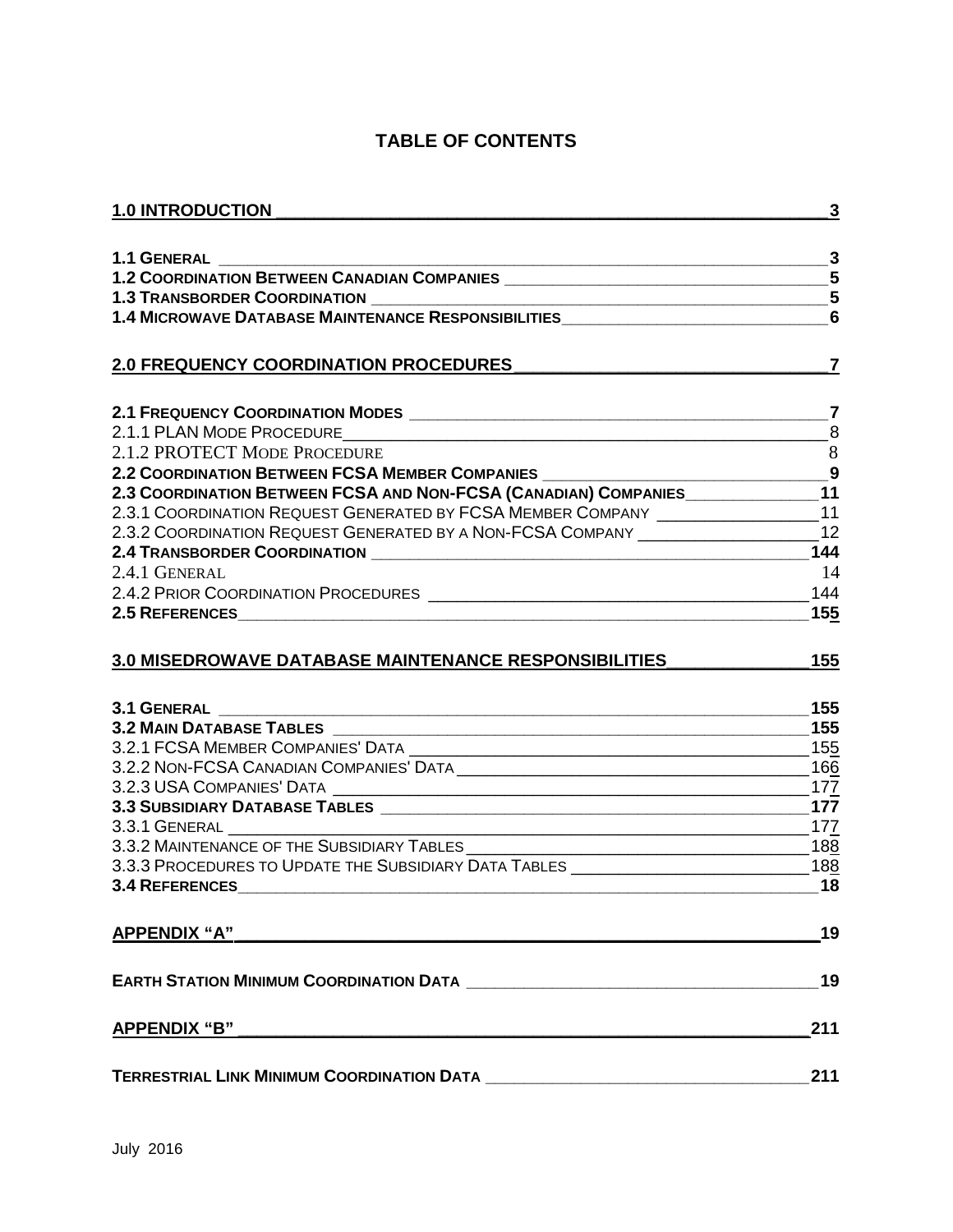# TABLE OF CONTENTS

**1.0 INTRODUCTION** 3

**1.1 GENERAL** 3
**1.2 COORDINATION BETWEEN CANADIAN COMPANIES** 5
**1.3 TRANSBORDER COORDINATION** 5
**1.4 MICROWAVE DATABASE MAINTENANCE RESPONSIBILITIES** 6

**2.0 FREQUENCY COORDINATION PROCEDURES** 7

**2.1 FREQUENCY COORDINATION MODES** 7
2.1.1 PLAN MODE PROCEDURE 8
2.1.2 PROTECT MODE PROCEDURE 8
**2.2 COORDINATION BETWEEN FCSA MEMBER COMPANIES** 9
**2.3 COORDINATION BETWEEN FCSA AND NON-FCSA (CANADIAN) COMPANIES** 11
2.3.1 COORDINATION REQUEST GENERATED BY FCSA MEMBER COMPANY 11
2.3.2 COORDINATION REQUEST GENERATED BY A NON-FCSA COMPANY 12
**2.4 TRANSBORDER COORDINATION** 144
2.4.1 GENERAL 14
2.4.2 PRIOR COORDINATION PROCEDURES 144
**2.5 REFERENCES** 155

**3.0 MISEDROWAVE DATABASE MAINTENANCE RESPONSIBILITIES** 155

**3.1 GENERAL** 155
**3.2 MAIN DATABASE TABLES** 155
3.2.1 FCSA MEMBER COMPANIES' DATA 155
3.2.2 NON-FCSA CANADIAN COMPANIES' DATA 166
3.2.3 USA COMPANIES' DATA 177
**3.3 SUBSIDIARY DATABASE TABLES** 177
3.3.1 GENERAL 177
3.3.2 MAINTENANCE OF THE SUBSIDIARY TABLES 188
3.3.3 PROCEDURES TO UPDATE THE SUBSIDIARY DATA TABLES 188
**3.4 REFERENCES** 18

**APPENDIX "A"** 19

**EARTH STATION MINIMUM COORDINATION DATA** 19

**APPENDIX "B"** 211

**TERRESTRIAL LINK MINIMUM COORDINATION DATA** 211

July 2016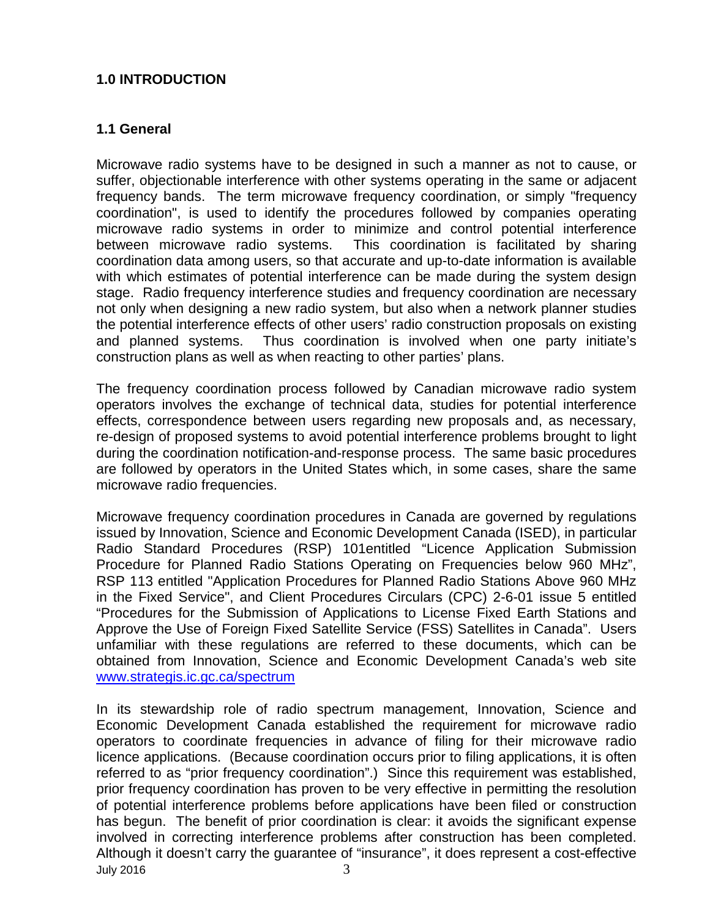# 1.0 INTRODUCTION

## 1.1 General

Microwave radio systems have to be designed in such a manner as not to cause, or suffer, objectionable interference with other systems operating in the same or adjacent frequency bands. The term microwave frequency coordination, or simply "frequency coordination", is used to identify the procedures followed by companies operating microwave radio systems in order to minimize and control potential interference between microwave radio systems. This coordination is facilitated by sharing coordination data among users, so that accurate and up-to-date information is available with which estimates of potential interference can be made during the system design stage. Radio frequency interference studies and frequency coordination are necessary not only when designing a new radio system, but also when a network planner studies the potential interference effects of other users' radio construction proposals on existing and planned systems. Thus coordination is involved when one party initiate's construction plans as well as when reacting to other parties' plans.

The frequency coordination process followed by Canadian microwave radio system operators involves the exchange of technical data, studies for potential interference effects, correspondence between users regarding new proposals and, as necessary, re-design of proposed systems to avoid potential interference problems brought to light during the coordination notification-and-response process. The same basic procedures are followed by operators in the United States which, in some cases, share the same microwave radio frequencies.

Microwave frequency coordination procedures in Canada are governed by regulations issued by Innovation, Science and Economic Development Canada (ISED), in particular Radio Standard Procedures (RSP) 101entitled "Licence Application Submission Procedure for Planned Radio Stations Operating on Frequencies below 960 MHz", RSP 113 entitled "Application Procedures for Planned Radio Stations Above 960 MHz in the Fixed Service", and Client Procedures Circulars (CPC) 2-6-01 issue 5 entitled "Procedures for the Submission of Applications to License Fixed Earth Stations and Approve the Use of Foreign Fixed Satellite Service (FSS) Satellites in Canada". Users unfamiliar with these regulations are referred to these documents, which can be obtained from Innovation, Science and Economic Development Canada's web site [www.strategis.ic.gc.ca/spectrum](http://www.strategis.ic.gc.ca/spectrum)

In its stewardship role of radio spectrum management, Innovation, Science and Economic Development Canada established the requirement for microwave radio operators to coordinate frequencies in advance of filing for their microwave radio licence applications. (Because coordination occurs prior to filing applications, it is often referred to as "prior frequency coordination".) Since this requirement was established, prior frequency coordination has proven to be very effective in permitting the resolution of potential interference problems before applications have been filed or construction has begun. The benefit of prior coordination is clear: it avoids the significant expense involved in correcting interference problems after construction has been completed. Although it doesn't carry the guarantee of "insurance", it does represent a cost-effective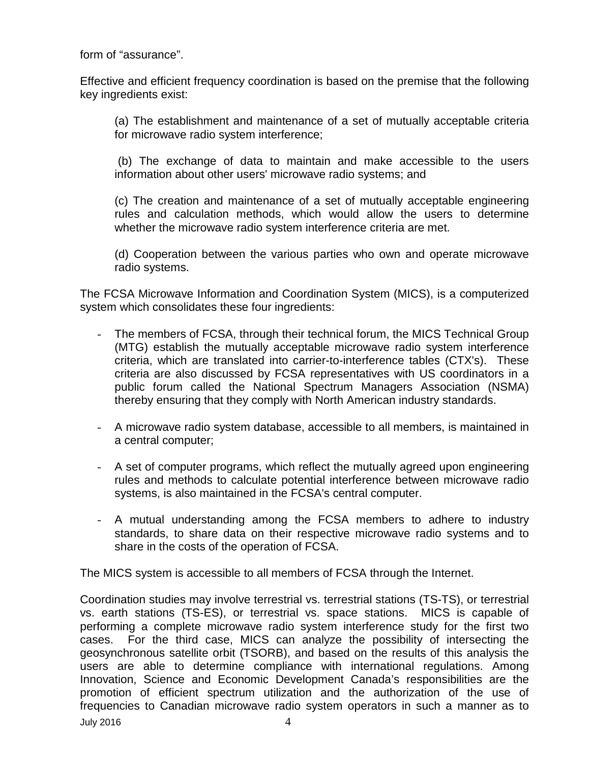form of “assurance”.

Effective and efficient frequency coordination is based on the premise that the following key ingredients exist:

(a) The establishment and maintenance of a set of mutually acceptable criteria for microwave radio system interference;

(b) The exchange of data to maintain and make accessible to the users information about other users' microwave radio systems; and

(c) The creation and maintenance of a set of mutually acceptable engineering rules and calculation methods, which would allow the users to determine whether the microwave radio system interference criteria are met.

(d) Cooperation between the various parties who own and operate microwave radio systems.

The FCSA Microwave Information and Coordination System (MICS), is a computerized system which consolidates these four ingredients:

- The members of FCSA, through their technical forum, the MICS Technical Group (MTG) establish the mutually acceptable microwave radio system interference criteria, which are translated into carrier-to-interference tables (CTX's). These criteria are also discussed by FCSA representatives with US coordinators in a public forum called the National Spectrum Managers Association (NSMA) thereby ensuring that they comply with North American industry standards.

- A microwave radio system database, accessible to all members, is maintained in a central computer;

- A set of computer programs, which reflect the mutually agreed upon engineering rules and methods to calculate potential interference between microwave radio systems, is also maintained in the FCSA's central computer.

- A mutual understanding among the FCSA members to adhere to industry standards, to share data on their respective microwave radio systems and to share in the costs of the operation of FCSA.

The MICS system is accessible to all members of FCSA through the Internet.

Coordination studies may involve terrestrial vs. terrestrial stations (TS-TS), or terrestrial vs. earth stations (TS-ES), or terrestrial vs. space stations. MICS is capable of performing a complete microwave radio system interference study for the first two cases. For the third case, MICS can analyze the possibility of intersecting the geosynchronous satellite orbit (TSORB), and based on the results of this analysis the users are able to determine compliance with international regulations. Among Innovation, Science and Economic Development Canada’s responsibilities are the promotion of efficient spectrum utilization and the authorization of the use of frequencies to Canadian microwave radio system operators in such a manner as to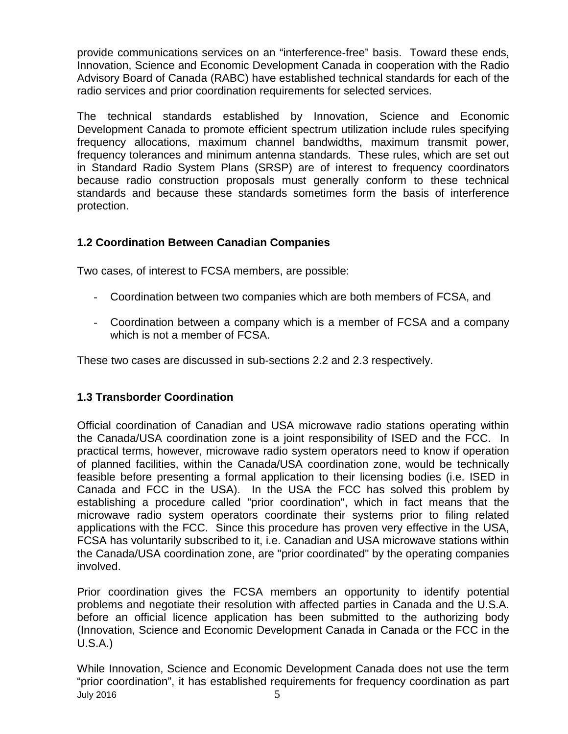provide communications services on an “interference-free” basis. Toward these ends, Innovation, Science and Economic Development Canada in cooperation with the Radio Advisory Board of Canada (RABC) have established technical standards for each of the radio services and prior coordination requirements for selected services.

The technical standards established by Innovation, Science and Economic Development Canada to promote efficient spectrum utilization include rules specifying frequency allocations, maximum channel bandwidths, maximum transmit power, frequency tolerances and minimum antenna standards. These rules, which are set out in Standard Radio System Plans (SRSP) are of interest to frequency coordinators because radio construction proposals must generally conform to these technical standards and because these standards sometimes form the basis of interference protection.

### 1.2 Coordination Between Canadian Companies

Two cases, of interest to FCSA members, are possible:

- Coordination between two companies which are both members of FCSA, and
- Coordination between a company which is a member of FCSA and a company which is not a member of FCSA.

These two cases are discussed in sub-sections 2.2 and 2.3 respectively.

### 1.3 Transborder Coordination

Official coordination of Canadian and USA microwave radio stations operating within the Canada/USA coordination zone is a joint responsibility of ISED and the FCC. In practical terms, however, microwave radio system operators need to know if operation of planned facilities, within the Canada/USA coordination zone, would be technically feasible before presenting a formal application to their licensing bodies (i.e. ISED in Canada and FCC in the USA). In the USA the FCC has solved this problem by establishing a procedure called "prior coordination", which in fact means that the microwave radio system operators coordinate their systems prior to filing related applications with the FCC. Since this procedure has proven very effective in the USA, FCSA has voluntarily subscribed to it, i.e. Canadian and USA microwave stations within the Canada/USA coordination zone, are "prior coordinated" by the operating companies involved.

Prior coordination gives the FCSA members an opportunity to identify potential problems and negotiate their resolution with affected parties in Canada and the U.S.A. before an official licence application has been submitted to the authorizing body (Innovation, Science and Economic Development Canada in Canada or the FCC in the U.S.A.)

While Innovation, Science and Economic Development Canada does not use the term “prior coordination”, it has established requirements for frequency coordination as part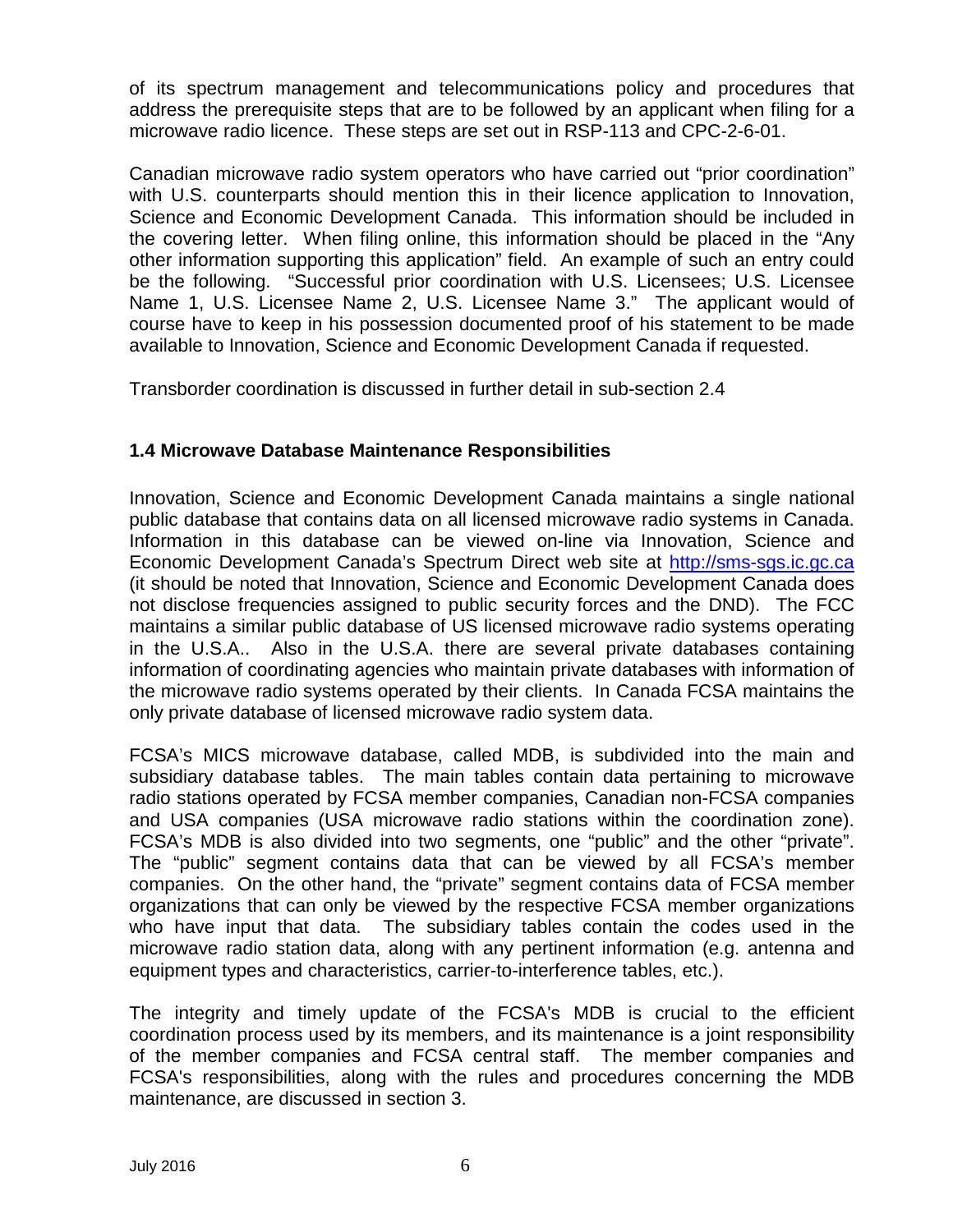of its spectrum management and telecommunications policy and procedures that address the prerequisite steps that are to be followed by an applicant when filing for a microwave radio licence. These steps are set out in RSP-113 and CPC-2-6-01.

Canadian microwave radio system operators who have carried out “prior coordination” with U.S. counterparts should mention this in their licence application to Innovation, Science and Economic Development Canada. This information should be included in the covering letter. When filing online, this information should be placed in the “Any other information supporting this application” field. An example of such an entry could be the following. “Successful prior coordination with U.S. Licensees; U.S. Licensee Name 1, U.S. Licensee Name 2, U.S. Licensee Name 3.” The applicant would of course have to keep in his possession documented proof of his statement to be made available to Innovation, Science and Economic Development Canada if requested.

Transborder coordination is discussed in further detail in sub-section 2.4

### 1.4 Microwave Database Maintenance Responsibilities

Innovation, Science and Economic Development Canada maintains a single national public database that contains data on all licensed microwave radio systems in Canada. Information in this database can be viewed on-line via Innovation, Science and Economic Development Canada’s Spectrum Direct web site at [http://sms-sgs.ic.gc.ca](http://sms-sgs.ic.gc.ca) (it should be noted that Innovation, Science and Economic Development Canada does not disclose frequencies assigned to public security forces and the DND). The FCC maintains a similar public database of US licensed microwave radio systems operating in the U.S.A.. Also in the U.S.A. there are several private databases containing information of coordinating agencies who maintain private databases with information of the microwave radio systems operated by their clients. In Canada FCSA maintains the only private database of licensed microwave radio system data.

FCSA’s MICS microwave database, called MDB, is subdivided into the main and subsidiary database tables. The main tables contain data pertaining to microwave radio stations operated by FCSA member companies, Canadian non-FCSA companies and USA companies (USA microwave radio stations within the coordination zone). FCSA’s MDB is also divided into two segments, one “public” and the other “private”. The “public” segment contains data that can be viewed by all FCSA’s member companies. On the other hand, the “private” segment contains data of FCSA member organizations that can only be viewed by the respective FCSA member organizations who have input that data. The subsidiary tables contain the codes used in the microwave radio station data, along with any pertinent information (e.g. antenna and equipment types and characteristics, carrier-to-interference tables, etc.).

The integrity and timely update of the FCSA's MDB is crucial to the efficient coordination process used by its members, and its maintenance is a joint responsibility of the member companies and FCSA central staff. The member companies and FCSA's responsibilities, along with the rules and procedures concerning the MDB maintenance, are discussed in section 3.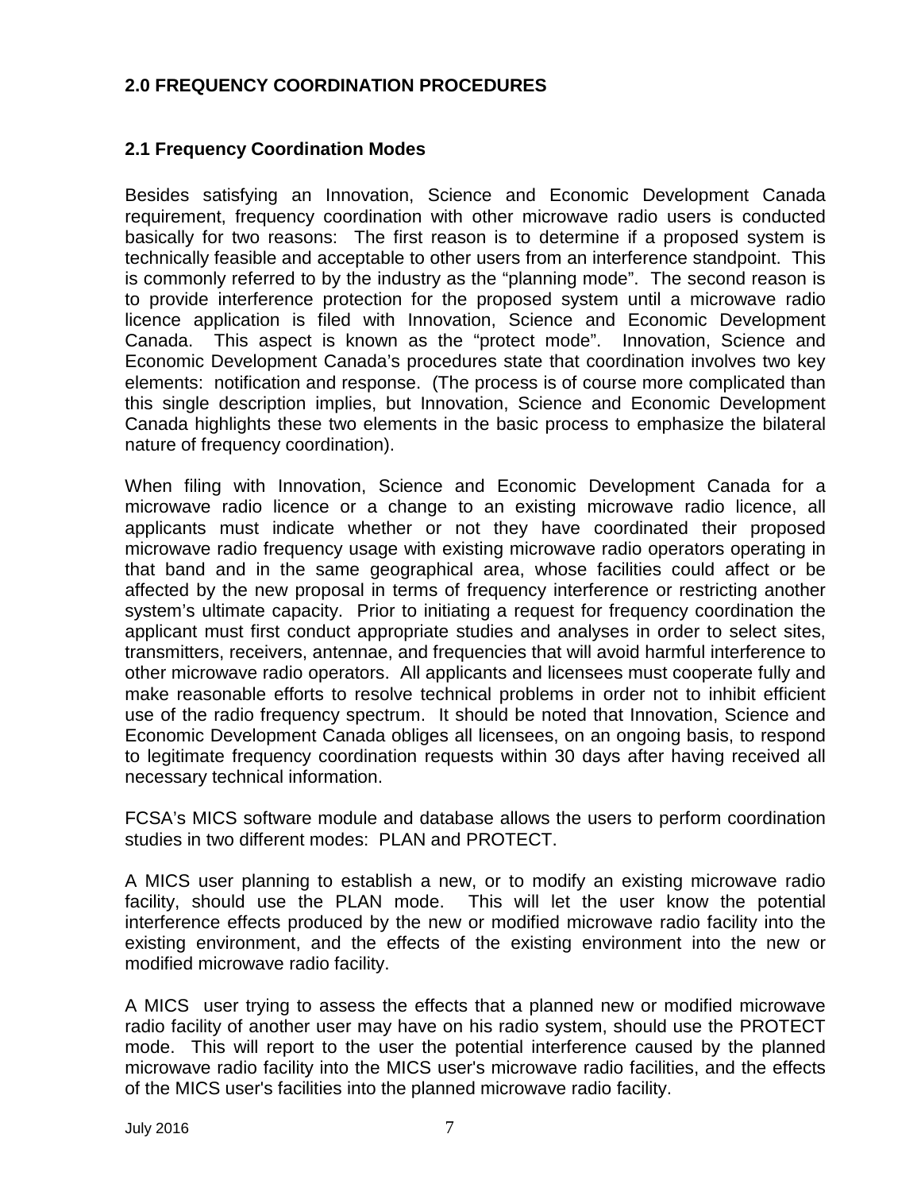## 2.0 FREQUENCY COORDINATION PROCEDURES

### 2.1 Frequency Coordination Modes

Besides satisfying an Innovation, Science and Economic Development Canada requirement, frequency coordination with other microwave radio users is conducted basically for two reasons: The first reason is to determine if a proposed system is technically feasible and acceptable to other users from an interference standpoint. This is commonly referred to by the industry as the “planning mode”. The second reason is to provide interference protection for the proposed system until a microwave radio licence application is filed with Innovation, Science and Economic Development Canada. This aspect is known as the “protect mode”. Innovation, Science and Economic Development Canada’s procedures state that coordination involves two key elements: notification and response. (The process is of course more complicated than this single description implies, but Innovation, Science and Economic Development Canada highlights these two elements in the basic process to emphasize the bilateral nature of frequency coordination).

When filing with Innovation, Science and Economic Development Canada for a microwave radio licence or a change to an existing microwave radio licence, all applicants must indicate whether or not they have coordinated their proposed microwave radio frequency usage with existing microwave radio operators operating in that band and in the same geographical area, whose facilities could affect or be affected by the new proposal in terms of frequency interference or restricting another system’s ultimate capacity. Prior to initiating a request for frequency coordination the applicant must first conduct appropriate studies and analyses in order to select sites, transmitters, receivers, antennae, and frequencies that will avoid harmful interference to other microwave radio operators. All applicants and licensees must cooperate fully and make reasonable efforts to resolve technical problems in order not to inhibit efficient use of the radio frequency spectrum. It should be noted that Innovation, Science and Economic Development Canada obliges all licensees, on an ongoing basis, to respond to legitimate frequency coordination requests within 30 days after having received all necessary technical information.

FCSA’s MICS software module and database allows the users to perform coordination studies in two different modes: PLAN and PROTECT.

A MICS user planning to establish a new, or to modify an existing microwave radio facility, should use the PLAN mode. This will let the user know the potential interference effects produced by the new or modified microwave radio facility into the existing environment, and the effects of the existing environment into the new or modified microwave radio facility.

A MICS user trying to assess the effects that a planned new or modified microwave radio facility of another user may have on his radio system, should use the PROTECT mode. This will report to the user the potential interference caused by the planned microwave radio facility into the MICS user's microwave radio facilities, and the effects of the MICS user's facilities into the planned microwave radio facility.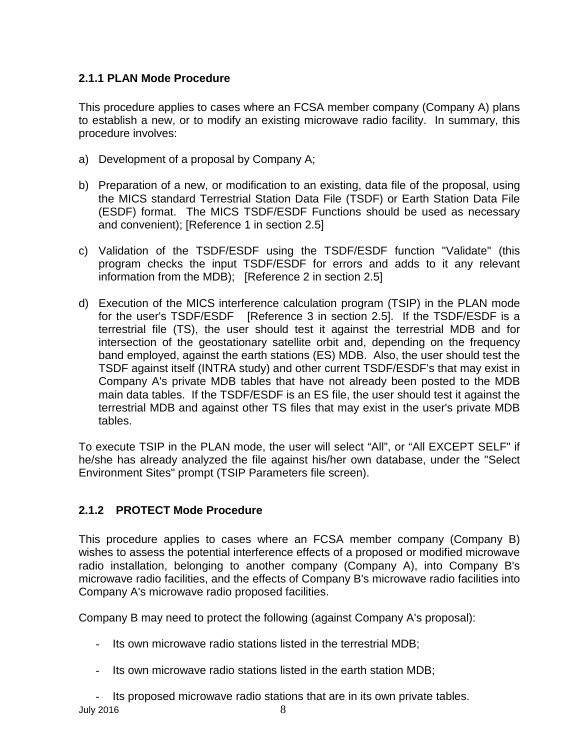### 2.1.1 PLAN Mode Procedure

This procedure applies to cases where an FCSA member company (Company A) plans to establish a new, or to modify an existing microwave radio facility. In summary, this procedure involves:

a) Development of a proposal by Company A;

b) Preparation of a new, or modification to an existing, data file of the proposal, using the MICS standard Terrestrial Station Data File (TSDF) or Earth Station Data File (ESDF) format. The MICS TSDF/ESDF Functions should be used as necessary and convenient); [Reference 1 in section 2.5]

c) Validation of the TSDF/ESDF using the TSDF/ESDF function "Validate" (this program checks the input TSDF/ESDF for errors and adds to it any relevant information from the MDB); [Reference 2 in section 2.5]

d) Execution of the MICS interference calculation program (TSIP) in the PLAN mode for the user's TSDF/ESDF [Reference 3 in section 2.5]. If the TSDF/ESDF is a terrestrial file (TS), the user should test it against the terrestrial MDB and for intersection of the geostationary satellite orbit and, depending on the frequency band employed, against the earth stations (ES) MDB. Also, the user should test the TSDF against itself (INTRA study) and other current TSDF/ESDF's that may exist in Company A's private MDB tables that have not already been posted to the MDB main data tables. If the TSDF/ESDF is an ES file, the user should test it against the terrestrial MDB and against other TS files that may exist in the user's private MDB tables.

To execute TSIP in the PLAN mode, the user will select "All", or "All EXCEPT SELF" if he/she has already analyzed the file against his/her own database, under the "Select Environment Sites" prompt (TSIP Parameters file screen).

### 2.1.2 PROTECT Mode Procedure

This procedure applies to cases where an FCSA member company (Company B) wishes to assess the potential interference effects of a proposed or modified microwave radio installation, belonging to another company (Company A), into Company B's microwave radio facilities, and the effects of Company B's microwave radio facilities into Company A's microwave radio proposed facilities.

Company B may need to protect the following (against Company A's proposal):

- Its own microwave radio stations listed in the terrestrial MDB;
- Its own microwave radio stations listed in the earth station MDB;
- Its proposed microwave radio stations that are in its own private tables.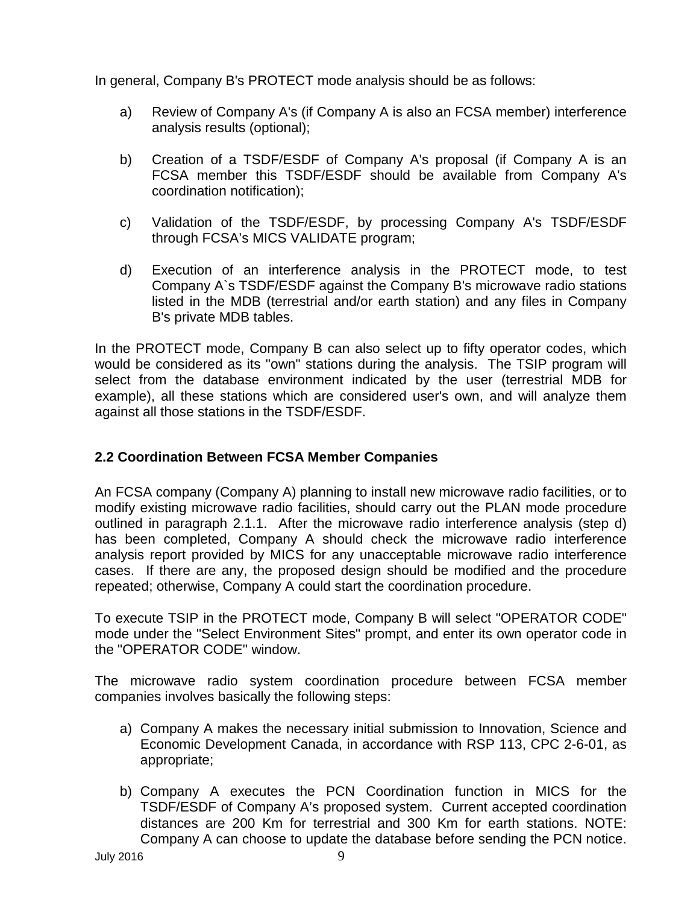In general, Company B's PROTECT mode analysis should be as follows:

a) Review of Company A's (if Company A is also an FCSA member) interference analysis results (optional);

b) Creation of a TSDF/ESDF of Company A's proposal (if Company A is an FCSA member this TSDF/ESDF should be available from Company A's coordination notification);

c) Validation of the TSDF/ESDF, by processing Company A's TSDF/ESDF through FCSA's MICS VALIDATE program;

d) Execution of an interference analysis in the PROTECT mode, to test Company A`s TSDF/ESDF against the Company B's microwave radio stations listed in the MDB (terrestrial and/or earth station) and any files in Company B's private MDB tables.

In the PROTECT mode, Company B can also select up to fifty operator codes, which would be considered as its "own" stations during the analysis. The TSIP program will select from the database environment indicated by the user (terrestrial MDB for example), all these stations which are considered user's own, and will analyze them against all those stations in the TSDF/ESDF.

## 2.2 Coordination Between FCSA Member Companies

An FCSA company (Company A) planning to install new microwave radio facilities, or to modify existing microwave radio facilities, should carry out the PLAN mode procedure outlined in paragraph 2.1.1. After the microwave radio interference analysis (step d) has been completed, Company A should check the microwave radio interference analysis report provided by MICS for any unacceptable microwave radio interference cases. If there are any, the proposed design should be modified and the procedure repeated; otherwise, Company A could start the coordination procedure.

To execute TSIP in the PROTECT mode, Company B will select "OPERATOR CODE" mode under the "Select Environment Sites" prompt, and enter its own operator code in the "OPERATOR CODE" window.

The microwave radio system coordination procedure between FCSA member companies involves basically the following steps:

a) Company A makes the necessary initial submission to Innovation, Science and Economic Development Canada, in accordance with RSP 113, CPC 2-6-01, as appropriate;

b) Company A executes the PCN Coordination function in MICS for the TSDF/ESDF of Company A's proposed system. Current accepted coordination distances are 200 Km for terrestrial and 300 Km for earth stations. NOTE: Company A can choose to update the database before sending the PCN notice.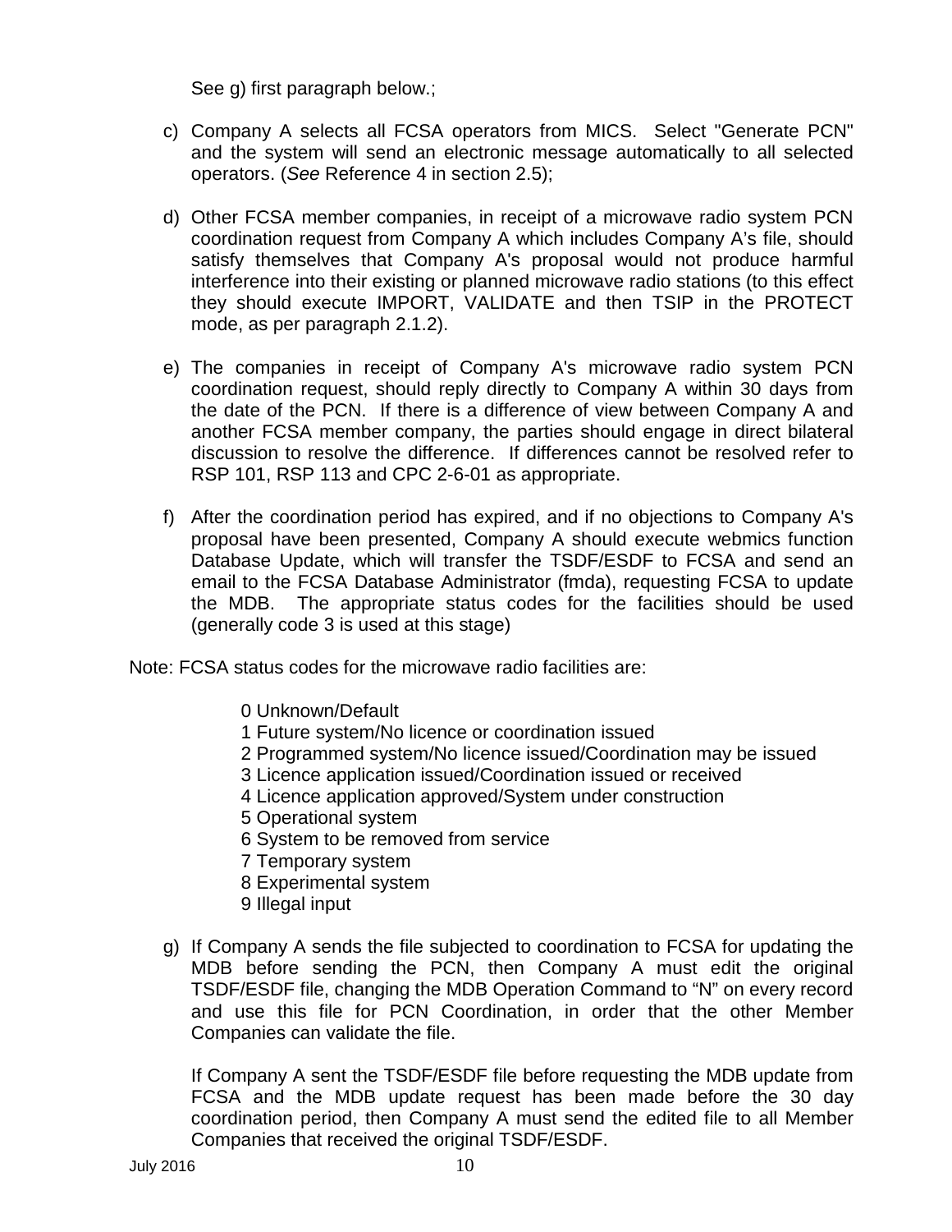See g) first paragraph below.;

c) Company A selects all FCSA operators from MICS. Select "Generate PCN" and the system will send an electronic message automatically to all selected operators. (*See* Reference 4 in section 2.5);

d) Other FCSA member companies, in receipt of a microwave radio system PCN coordination request from Company A which includes Company A's file, should satisfy themselves that Company A's proposal would not produce harmful interference into their existing or planned microwave radio stations (to this effect they should execute IMPORT, VALIDATE and then TSIP in the PROTECT mode, as per paragraph 2.1.2).

e) The companies in receipt of Company A's microwave radio system PCN coordination request, should reply directly to Company A within 30 days from the date of the PCN. If there is a difference of view between Company A and another FCSA member company, the parties should engage in direct bilateral discussion to resolve the difference. If differences cannot be resolved refer to RSP 101, RSP 113 and CPC 2-6-01 as appropriate.

f) After the coordination period has expired, and if no objections to Company A's proposal have been presented, Company A should execute webmics function Database Update, which will transfer the TSDF/ESDF to FCSA and send an email to the FCSA Database Administrator (fmda), requesting FCSA to update the MDB. The appropriate status codes for the facilities should be used (generally code 3 is used at this stage)

Note: FCSA status codes for the microwave radio facilities are:

0 Unknown/Default
1 Future system/No licence or coordination issued
2 Programmed system/No licence issued/Coordination may be issued
3 Licence application issued/Coordination issued or received
4 Licence application approved/System under construction
5 Operational system
6 System to be removed from service
7 Temporary system
8 Experimental system
9 Illegal input

g) If Company A sends the file subjected to coordination to FCSA for updating the MDB before sending the PCN, then Company A must edit the original TSDF/ESDF file, changing the MDB Operation Command to "N" on every record and use this file for PCN Coordination, in order that the other Member Companies can validate the file.

   If Company A sent the TSDF/ESDF file before requesting the MDB update from FCSA and the MDB update request has been made before the 30 day coordination period, then Company A must send the edited file to all Member Companies that received the original TSDF/ESDF.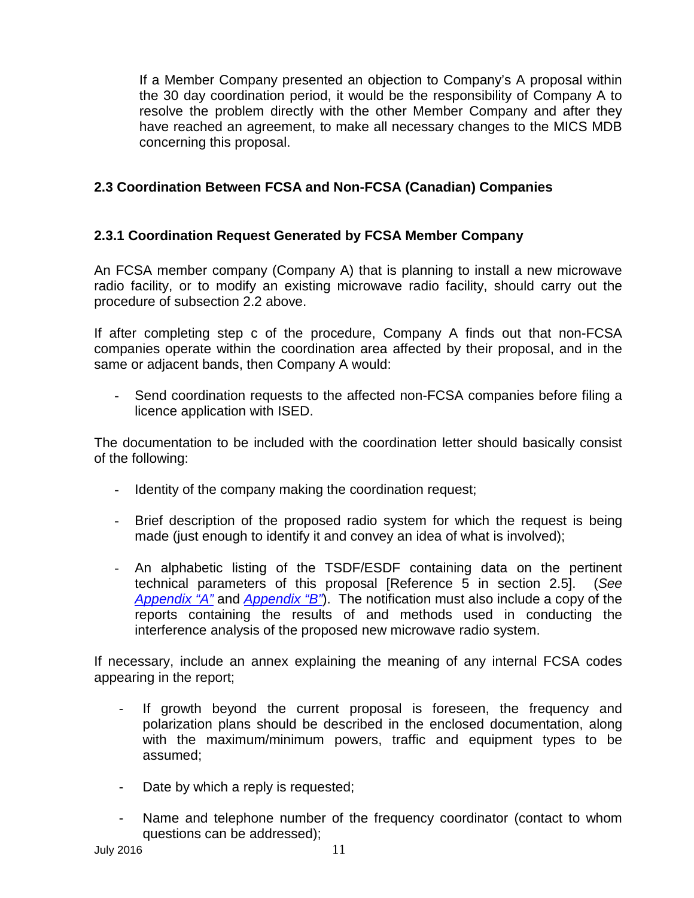If a Member Company presented an objection to Company's A proposal within the 30 day coordination period, it would be the responsibility of Company A to resolve the problem directly with the other Member Company and after they have reached an agreement, to make all necessary changes to the MICS MDB concerning this proposal.

## 2.3 Coordination Between FCSA and Non-FCSA (Canadian) Companies

### 2.3.1 Coordination Request Generated by FCSA Member Company

An FCSA member company (Company A) that is planning to install a new microwave radio facility, or to modify an existing microwave radio facility, should carry out the procedure of subsection 2.2 above.

If after completing step c of the procedure, Company A finds out that non-FCSA companies operate within the coordination area affected by their proposal, and in the same or adjacent bands, then Company A would:

- Send coordination requests to the affected non-FCSA companies before filing a licence application with ISED.

The documentation to be included with the coordination letter should basically consist of the following:

- Identity of the company making the coordination request;
- Brief description of the proposed radio system for which the request is being made (just enough to identify it and convey an idea of what is involved);
- An alphabetic listing of the TSDF/ESDF containing data on the pertinent technical parameters of this proposal [Reference 5 in section 2.5]. (*See Appendix "A"* and *Appendix "B"*). The notification must also include a copy of the reports containing the results of and methods used in conducting the interference analysis of the proposed new microwave radio system.

If necessary, include an annex explaining the meaning of any internal FCSA codes appearing in the report;

- If growth beyond the current proposal is foreseen, the frequency and polarization plans should be described in the enclosed documentation, along with the maximum/minimum powers, traffic and equipment types to be assumed;
- Date by which a reply is requested;
- Name and telephone number of the frequency coordinator (contact to whom questions can be addressed);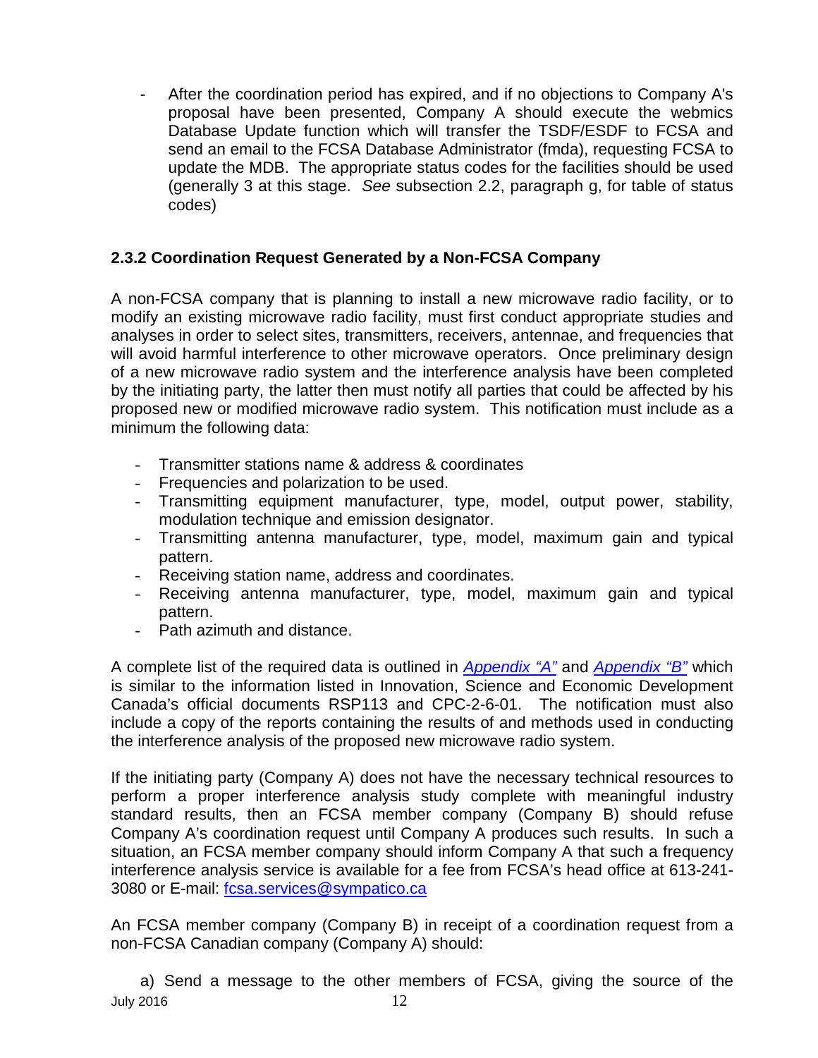- After the coordination period has expired, and if no objections to Company A's proposal have been presented, Company A should execute the webmics Database Update function which will transfer the TSDF/ESDF to FCSA and send an email to the FCSA Database Administrator (fmda), requesting FCSA to update the MDB. The appropriate status codes for the facilities should be used (generally 3 at this stage. *See* subsection 2.2, paragraph g, for table of status codes)

### 2.3.2 Coordination Request Generated by a Non-FCSA Company

A non-FCSA company that is planning to install a new microwave radio facility, or to modify an existing microwave radio facility, must first conduct appropriate studies and analyses in order to select sites, transmitters, receivers, antennae, and frequencies that will avoid harmful interference to other microwave operators. Once preliminary design of a new microwave radio system and the interference analysis have been completed by the initiating party, the latter then must notify all parties that could be affected by his proposed new or modified microwave radio system. This notification must include as a minimum the following data:

- Transmitter stations name & address & coordinates
- Frequencies and polarization to be used.
- Transmitting equipment manufacturer, type, model, output power, stability, modulation technique and emission designator.
- Transmitting antenna manufacturer, type, model, maximum gain and typical pattern.
- Receiving station name, address and coordinates.
- Receiving antenna manufacturer, type, model, maximum gain and typical pattern.
- Path azimuth and distance.

A complete list of the required data is outlined in *Appendix "A"* and *Appendix "B"* which is similar to the information listed in Innovation, Science and Economic Development Canada's official documents RSP113 and CPC-2-6-01. The notification must also include a copy of the reports containing the results of and methods used in conducting the interference analysis of the proposed new microwave radio system.

If the initiating party (Company A) does not have the necessary technical resources to perform a proper interference analysis study complete with meaningful industry standard results, then an FCSA member company (Company B) should refuse Company A's coordination request until Company A produces such results. In such a situation, an FCSA member company should inform Company A that such a frequency interference analysis service is available for a fee from FCSA's head office at 613-241-3080 or E-mail: fcsa.services@sympatico.ca

An FCSA member company (Company B) in receipt of a coordination request from a non-FCSA Canadian company (Company A) should:

a) Send a message to the other members of FCSA, giving the source of the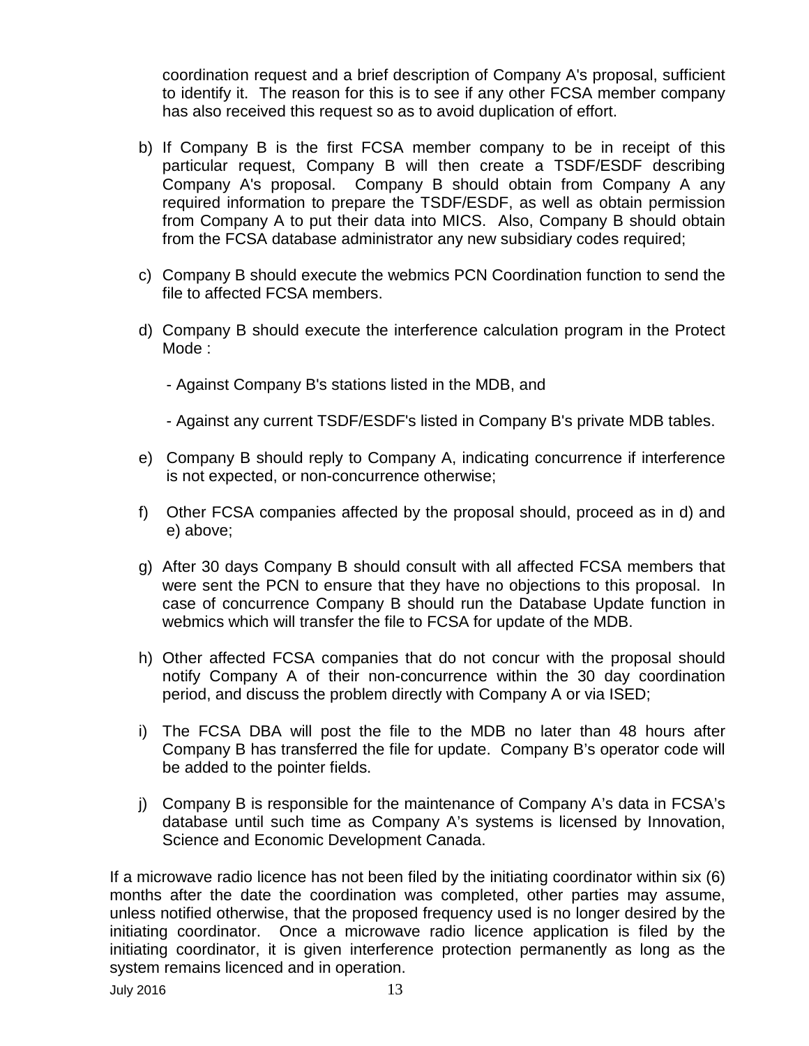coordination request and a brief description of Company A's proposal, sufficient to identify it. The reason for this is to see if any other FCSA member company has also received this request so as to avoid duplication of effort.

b) If Company B is the first FCSA member company to be in receipt of this particular request, Company B will then create a TSDF/ESDF describing Company A's proposal. Company B should obtain from Company A any required information to prepare the TSDF/ESDF, as well as obtain permission from Company A to put their data into MICS. Also, Company B should obtain from the FCSA database administrator any new subsidiary codes required;

c) Company B should execute the webmics PCN Coordination function to send the file to affected FCSA members.

d) Company B should execute the interference calculation program in the Protect Mode :

   - Against Company B's stations listed in the MDB, and

   - Against any current TSDF/ESDF's listed in Company B's private MDB tables.

e) Company B should reply to Company A, indicating concurrence if interference is not expected, or non-concurrence otherwise;

f) Other FCSA companies affected by the proposal should, proceed as in d) and e) above;

g) After 30 days Company B should consult with all affected FCSA members that were sent the PCN to ensure that they have no objections to this proposal. In case of concurrence Company B should run the Database Update function in webmics which will transfer the file to FCSA for update of the MDB.

h) Other affected FCSA companies that do not concur with the proposal should notify Company A of their non-concurrence within the 30 day coordination period, and discuss the problem directly with Company A or via ISED;

i) The FCSA DBA will post the file to the MDB no later than 48 hours after Company B has transferred the file for update. Company B's operator code will be added to the pointer fields.

j) Company B is responsible for the maintenance of Company A's data in FCSA's database until such time as Company A's systems is licensed by Innovation, Science and Economic Development Canada.

If a microwave radio licence has not been filed by the initiating coordinator within six (6) months after the date the coordination was completed, other parties may assume, unless notified otherwise, that the proposed frequency used is no longer desired by the initiating coordinator. Once a microwave radio licence application is filed by the initiating coordinator, it is given interference protection permanently as long as the system remains licenced and in operation.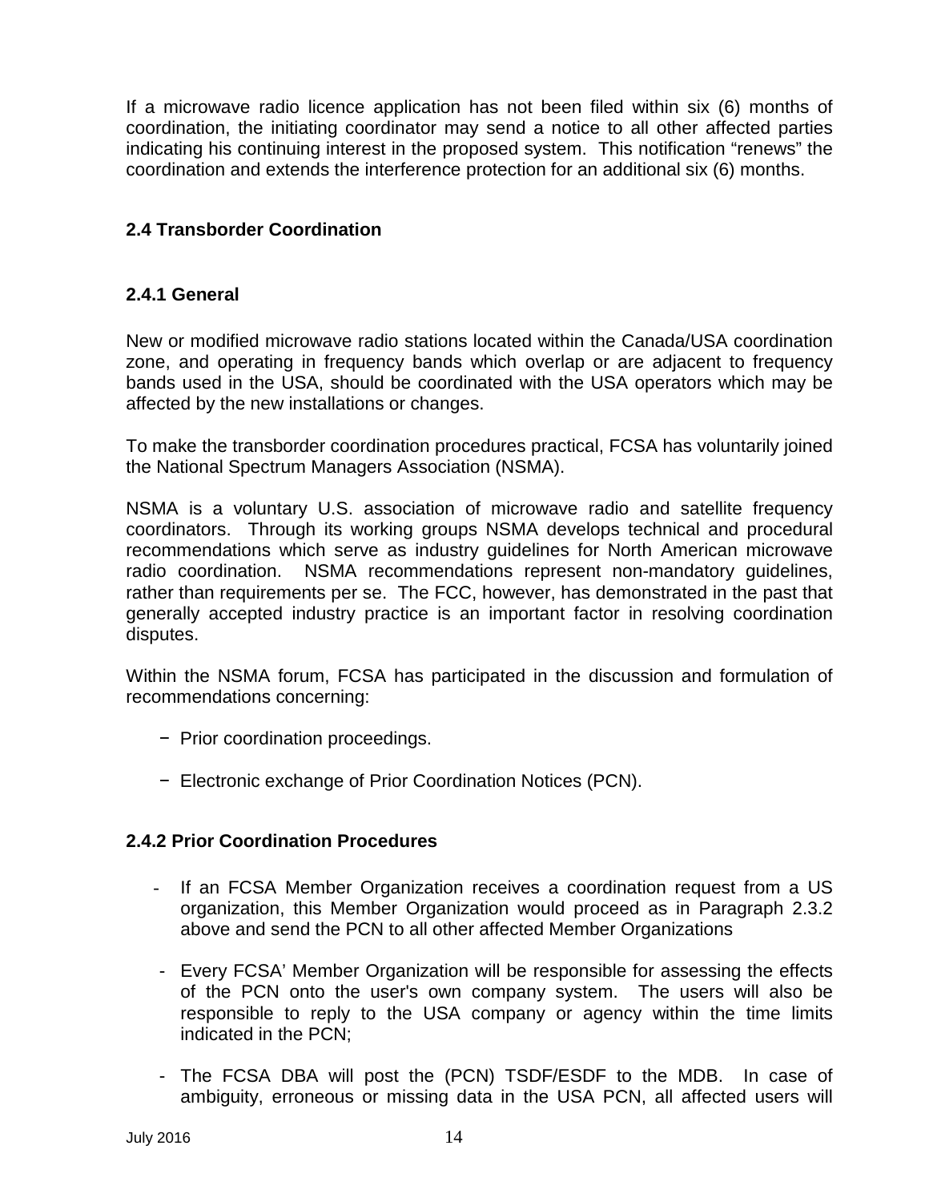If a microwave radio licence application has not been filed within six (6) months of coordination, the initiating coordinator may send a notice to all other affected parties indicating his continuing interest in the proposed system. This notification “renews” the coordination and extends the interference protection for an additional six (6) months.

## 2.4 Transborder Coordination

### 2.4.1 General

New or modified microwave radio stations located within the Canada/USA coordination zone, and operating in frequency bands which overlap or are adjacent to frequency bands used in the USA, should be coordinated with the USA operators which may be affected by the new installations or changes.

To make the transborder coordination procedures practical, FCSA has voluntarily joined the National Spectrum Managers Association (NSMA).

NSMA is a voluntary U.S. association of microwave radio and satellite frequency coordinators. Through its working groups NSMA develops technical and procedural recommendations which serve as industry guidelines for North American microwave radio coordination. NSMA recommendations represent non-mandatory guidelines, rather than requirements per se. The FCC, however, has demonstrated in the past that generally accepted industry practice is an important factor in resolving coordination disputes.

Within the NSMA forum, FCSA has participated in the discussion and formulation of recommendations concerning:

- Prior coordination proceedings.
- Electronic exchange of Prior Coordination Notices (PCN).

### 2.4.2 Prior Coordination Procedures

- If an FCSA Member Organization receives a coordination request from a US organization, this Member Organization would proceed as in Paragraph 2.3.2 above and send the PCN to all other affected Member Organizations
- Every FCSA’ Member Organization will be responsible for assessing the effects of the PCN onto the user's own company system. The users will also be responsible to reply to the USA company or agency within the time limits indicated in the PCN;
- The FCSA DBA will post the (PCN) TSDF/ESDF to the MDB. In case of ambiguity, erroneous or missing data in the USA PCN, all affected users will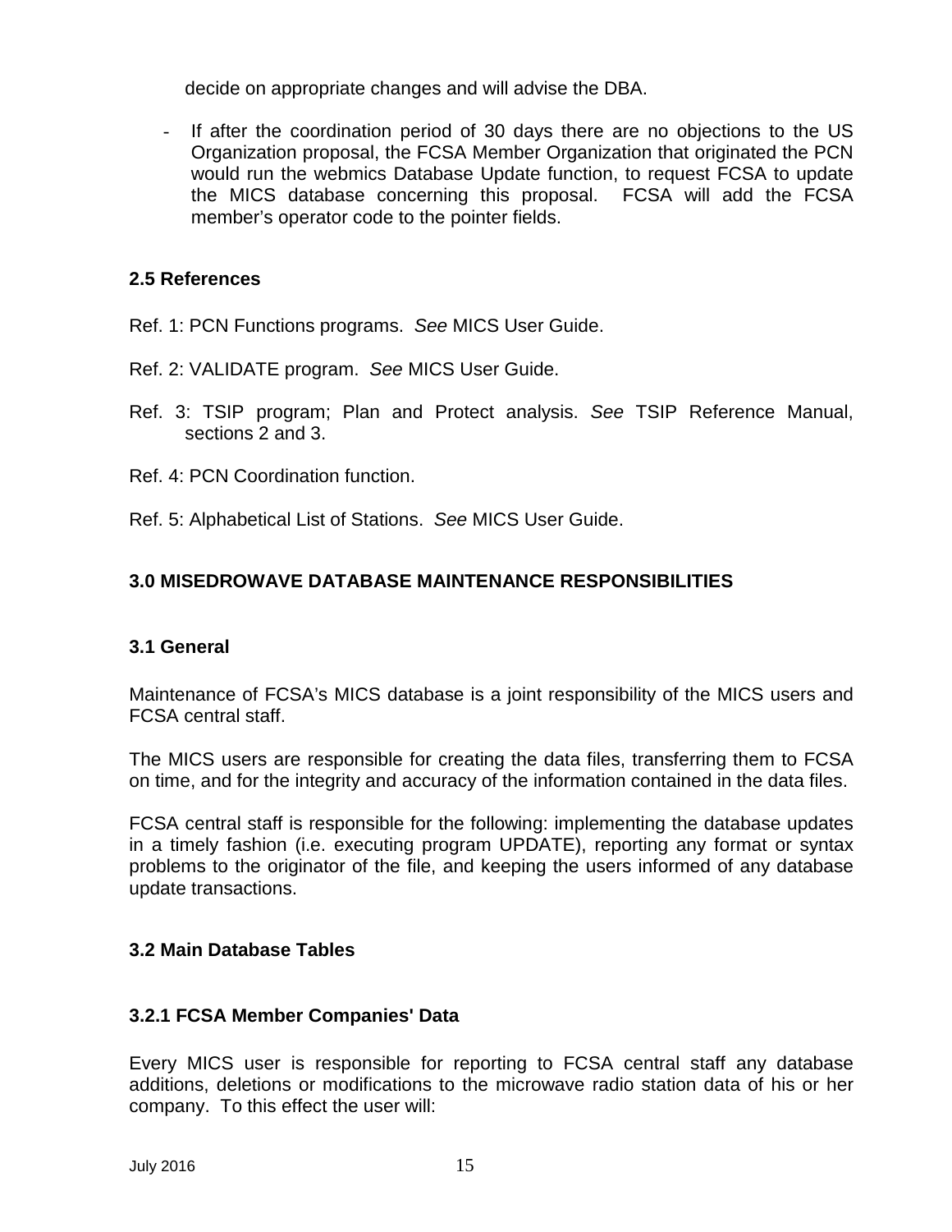decide on appropriate changes and will advise the DBA.

- If after the coordination period of 30 days there are no objections to the US Organization proposal, the FCSA Member Organization that originated the PCN would run the webmics Database Update function, to request FCSA to update the MICS database concerning this proposal. FCSA will add the FCSA member's operator code to the pointer fields.

### 2.5 References

Ref. 1: PCN Functions programs. *See* MICS User Guide.

Ref. 2: VALIDATE program. *See* MICS User Guide.

Ref. 3: TSIP program; Plan and Protect analysis. *See* TSIP Reference Manual, sections 2 and 3.

Ref. 4: PCN Coordination function.

Ref. 5: Alphabetical List of Stations. *See* MICS User Guide.

## 3.0 MISEDROWAVE DATABASE MAINTENANCE RESPONSIBILITIES

### 3.1 General

Maintenance of FCSA's MICS database is a joint responsibility of the MICS users and FCSA central staff.

The MICS users are responsible for creating the data files, transferring them to FCSA on time, and for the integrity and accuracy of the information contained in the data files.

FCSA central staff is responsible for the following: implementing the database updates in a timely fashion (i.e. executing program UPDATE), reporting any format or syntax problems to the originator of the file, and keeping the users informed of any database update transactions.

### 3.2 Main Database Tables

#### 3.2.1 FCSA Member Companies' Data

Every MICS user is responsible for reporting to FCSA central staff any database additions, deletions or modifications to the microwave radio station data of his or her company. To this effect the user will: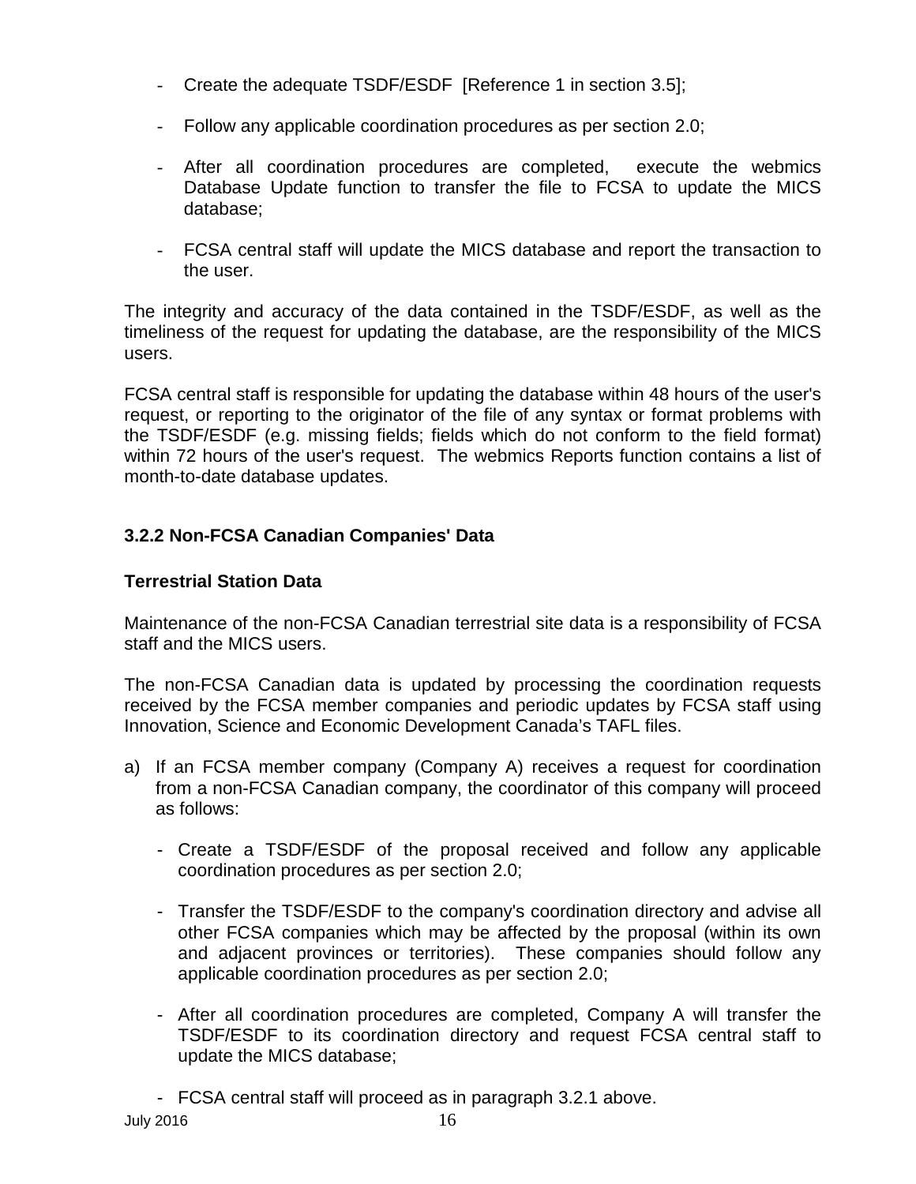- Create the adequate TSDF/ESDF [Reference 1 in section 3.5];

- Follow any applicable coordination procedures as per section 2.0;

- After all coordination procedures are completed, execute the webmics Database Update function to transfer the file to FCSA to update the MICS database;

- FCSA central staff will update the MICS database and report the transaction to the user.

The integrity and accuracy of the data contained in the TSDF/ESDF, as well as the timeliness of the request for updating the database, are the responsibility of the MICS users.

FCSA central staff is responsible for updating the database within 48 hours of the user's request, or reporting to the originator of the file of any syntax or format problems with the TSDF/ESDF (e.g. missing fields; fields which do not conform to the field format) within 72 hours of the user's request. The webmics Reports function contains a list of month-to-date database updates.

### 3.2.2 Non-FCSA Canadian Companies' Data

**Terrestrial Station Data**

Maintenance of the non-FCSA Canadian terrestrial site data is a responsibility of FCSA staff and the MICS users.

The non-FCSA Canadian data is updated by processing the coordination requests received by the FCSA member companies and periodic updates by FCSA staff using Innovation, Science and Economic Development Canada's TAFL files.

a) If an FCSA member company (Company A) receives a request for coordination from a non-FCSA Canadian company, the coordinator of this company will proceed as follows:

   - Create a TSDF/ESDF of the proposal received and follow any applicable coordination procedures as per section 2.0;

   - Transfer the TSDF/ESDF to the company's coordination directory and advise all other FCSA companies which may be affected by the proposal (within its own and adjacent provinces or territories). These companies should follow any applicable coordination procedures as per section 2.0;

   - After all coordination procedures are completed, Company A will transfer the TSDF/ESDF to its coordination directory and request FCSA central staff to update the MICS database;

   - FCSA central staff will proceed as in paragraph 3.2.1 above.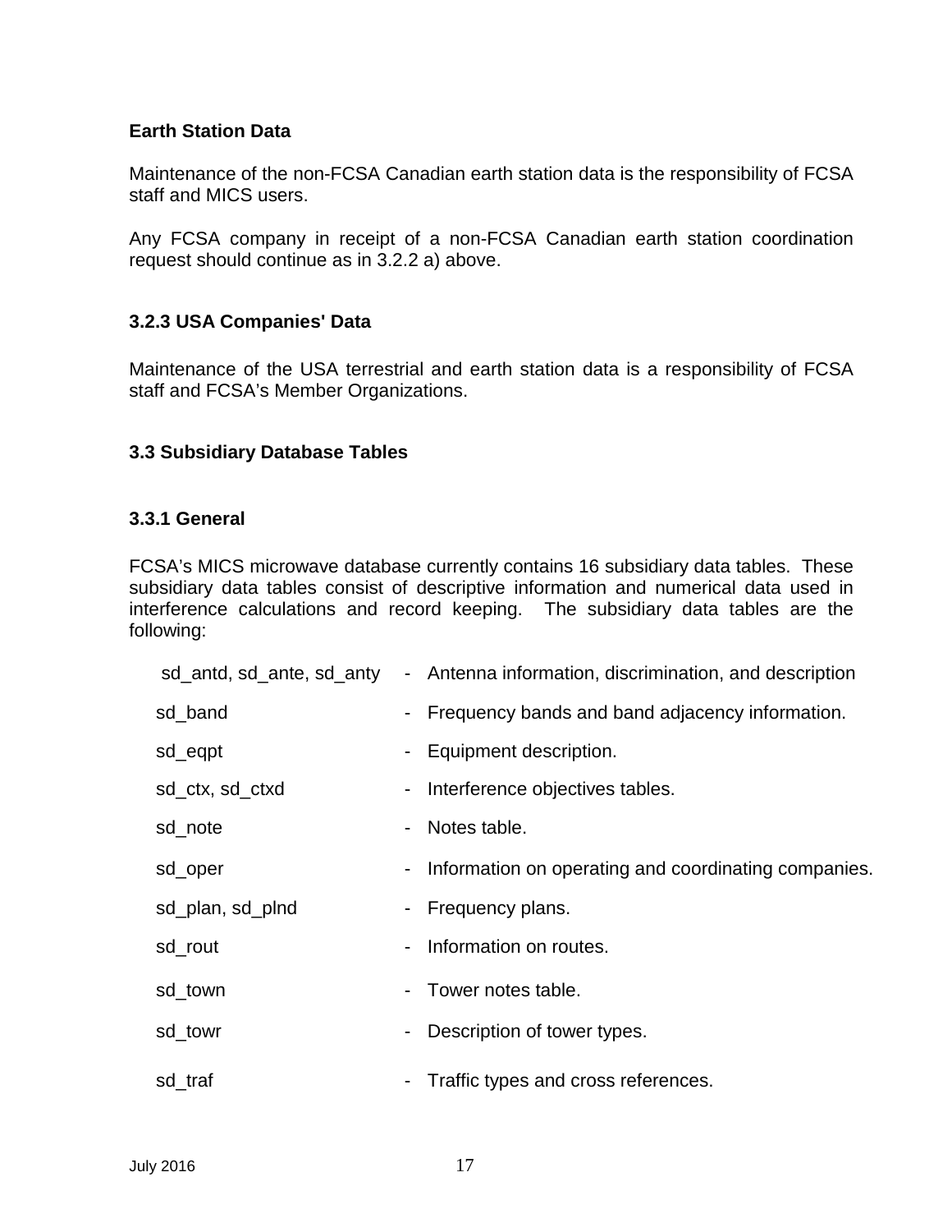**Earth Station Data**

Maintenance of the non-FCSA Canadian earth station data is the responsibility of FCSA staff and MICS users.

Any FCSA company in receipt of a non-FCSA Canadian earth station coordination request should continue as in 3.2.2 a) above.

### 3.2.3 USA Companies' Data

Maintenance of the USA terrestrial and earth station data is a responsibility of FCSA staff and FCSA's Member Organizations.

## 3.3 Subsidiary Database Tables

### 3.3.1 General

FCSA's MICS microwave database currently contains 16 subsidiary data tables. These subsidiary data tables consist of descriptive information and numerical data used in interference calculations and record keeping. The subsidiary data tables are the following:

| Table | Description |
|---|---|
| sd_antd, sd_ante, sd_anty | - Antenna information, discrimination, and description |
| sd_band | - Frequency bands and band adjacency information. |
| sd_eqpt | - Equipment description. |
| sd_ctx, sd_ctxd | - Interference objectives tables. |
| sd_note | - Notes table. |
| sd_oper | - Information on operating and coordinating companies. |
| sd_plan, sd_plnd | - Frequency plans. |
| sd_rout | - Information on routes. |
| sd_town | - Tower notes table. |
| sd_towr | - Description of tower types. |
| sd_traf | - Traffic types and cross references. |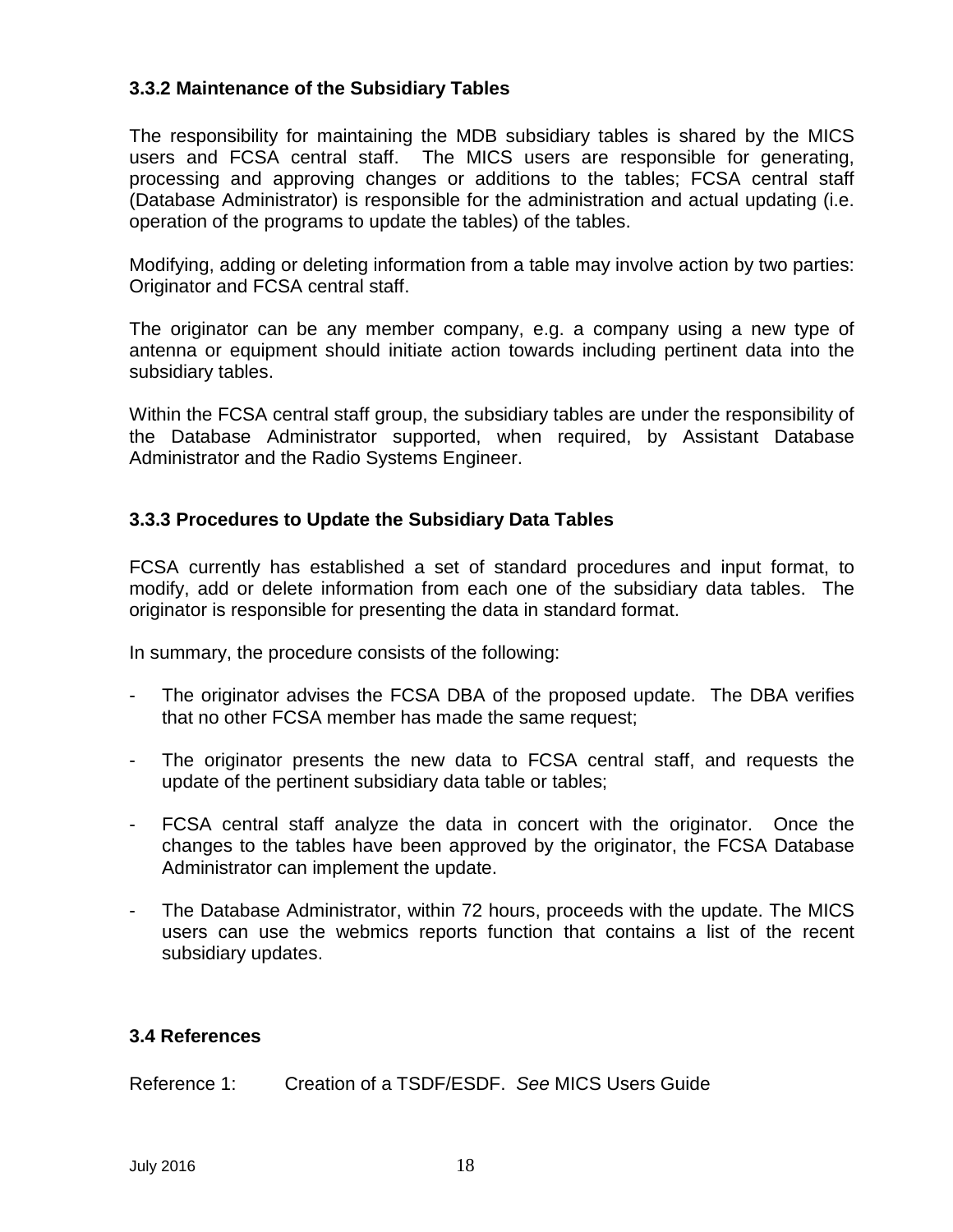### 3.3.2 Maintenance of the Subsidiary Tables

The responsibility for maintaining the MDB subsidiary tables is shared by the MICS users and FCSA central staff. The MICS users are responsible for generating, processing and approving changes or additions to the tables; FCSA central staff (Database Administrator) is responsible for the administration and actual updating (i.e. operation of the programs to update the tables) of the tables.

Modifying, adding or deleting information from a table may involve action by two parties: Originator and FCSA central staff.

The originator can be any member company, e.g. a company using a new type of antenna or equipment should initiate action towards including pertinent data into the subsidiary tables.

Within the FCSA central staff group, the subsidiary tables are under the responsibility of the Database Administrator supported, when required, by Assistant Database Administrator and the Radio Systems Engineer.

### 3.3.3 Procedures to Update the Subsidiary Data Tables

FCSA currently has established a set of standard procedures and input format, to modify, add or delete information from each one of the subsidiary data tables. The originator is responsible for presenting the data in standard format.

In summary, the procedure consists of the following:

- The originator advises the FCSA DBA of the proposed update. The DBA verifies that no other FCSA member has made the same request;
- The originator presents the new data to FCSA central staff, and requests the update of the pertinent subsidiary data table or tables;
- FCSA central staff analyze the data in concert with the originator. Once the changes to the tables have been approved by the originator, the FCSA Database Administrator can implement the update.
- The Database Administrator, within 72 hours, proceeds with the update. The MICS users can use the webmics reports function that contains a list of the recent subsidiary updates.

## 3.4 References

Reference 1: Creation of a TSDF/ESDF. *See* MICS Users Guide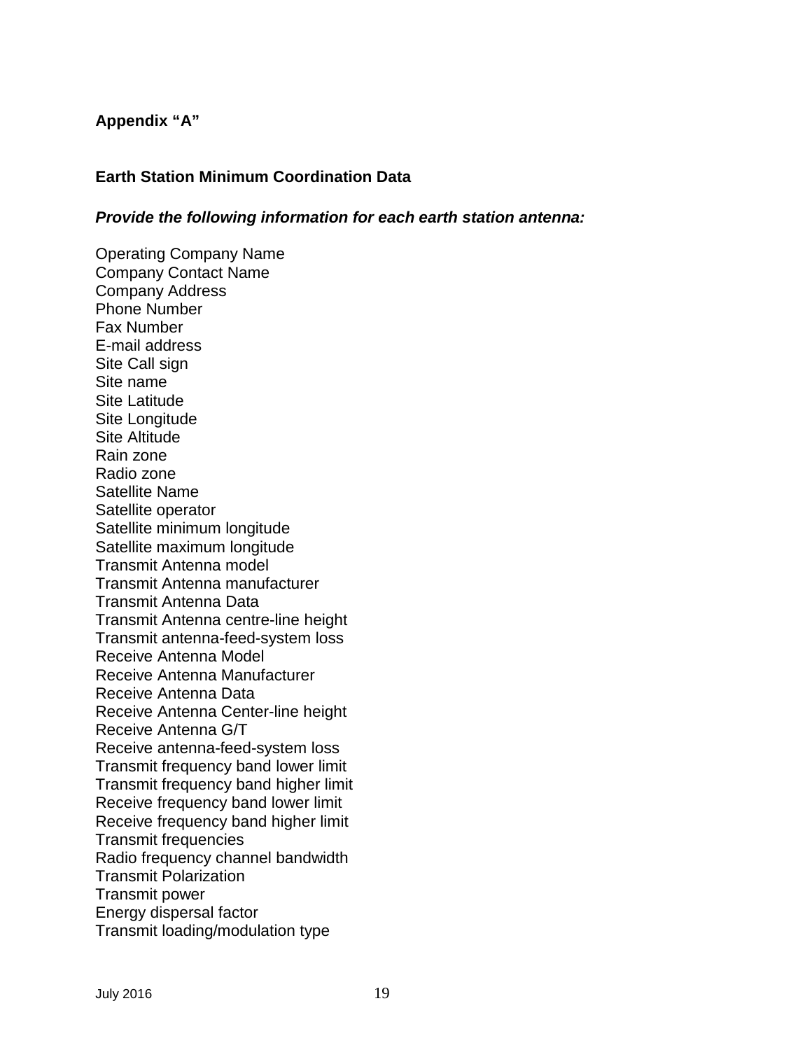## Appendix "A"

### Earth Station Minimum Coordination Data

***Provide the following information for each earth station antenna:***

Operating Company Name
Company Contact Name
Company Address
Phone Number
Fax Number
E-mail address
Site Call sign
Site name
Site Latitude
Site Longitude
Site Altitude
Rain zone
Radio zone
Satellite Name
Satellite operator
Satellite minimum longitude
Satellite maximum longitude
Transmit Antenna model
Transmit Antenna manufacturer
Transmit Antenna Data
Transmit Antenna centre-line height
Transmit antenna-feed-system loss
Receive Antenna Model
Receive Antenna Manufacturer
Receive Antenna Data
Receive Antenna Center-line height
Receive Antenna G/T
Receive antenna-feed-system loss
Transmit frequency band lower limit
Transmit frequency band higher limit
Receive frequency band lower limit
Receive frequency band higher limit
Transmit frequencies
Radio frequency channel bandwidth
Transmit Polarization
Transmit power
Energy dispersal factor
Transmit loading/modulation type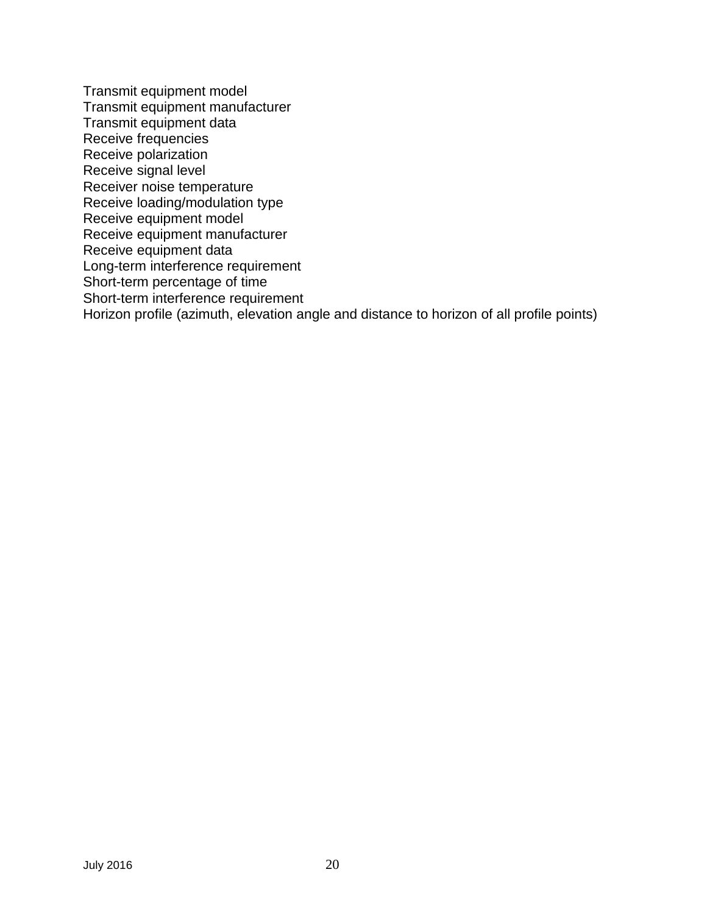Transmit equipment model
Transmit equipment manufacturer
Transmit equipment data
Receive frequencies
Receive polarization
Receive signal level
Receiver noise temperature
Receive loading/modulation type
Receive equipment model
Receive equipment manufacturer
Receive equipment data
Long-term interference requirement
Short-term percentage of time
Short-term interference requirement
Horizon profile (azimuth, elevation angle and distance to horizon of all profile points)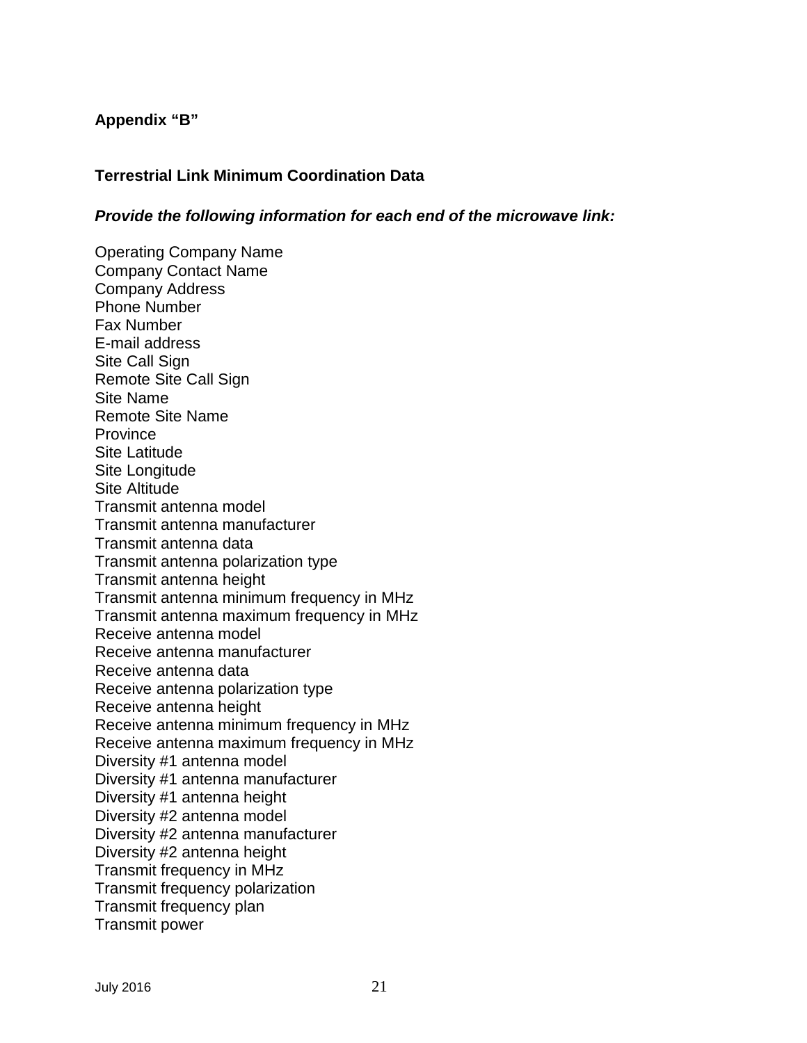## Appendix “B”

### Terrestrial Link Minimum Coordination Data

***Provide the following information for each end of the microwave link:***

Operating Company Name
Company Contact Name
Company Address
Phone Number
Fax Number
E-mail address
Site Call Sign
Remote Site Call Sign
Site Name
Remote Site Name
Province
Site Latitude
Site Longitude
Site Altitude
Transmit antenna model
Transmit antenna manufacturer
Transmit antenna data
Transmit antenna polarization type
Transmit antenna height
Transmit antenna minimum frequency in MHz
Transmit antenna maximum frequency in MHz
Receive antenna model
Receive antenna manufacturer
Receive antenna data
Receive antenna polarization type
Receive antenna height
Receive antenna minimum frequency in MHz
Receive antenna maximum frequency in MHz
Diversity #1 antenna model
Diversity #1 antenna manufacturer
Diversity #1 antenna height
Diversity #2 antenna model
Diversity #2 antenna manufacturer
Diversity #2 antenna height
Transmit frequency in MHz
Transmit frequency polarization
Transmit frequency plan
Transmit power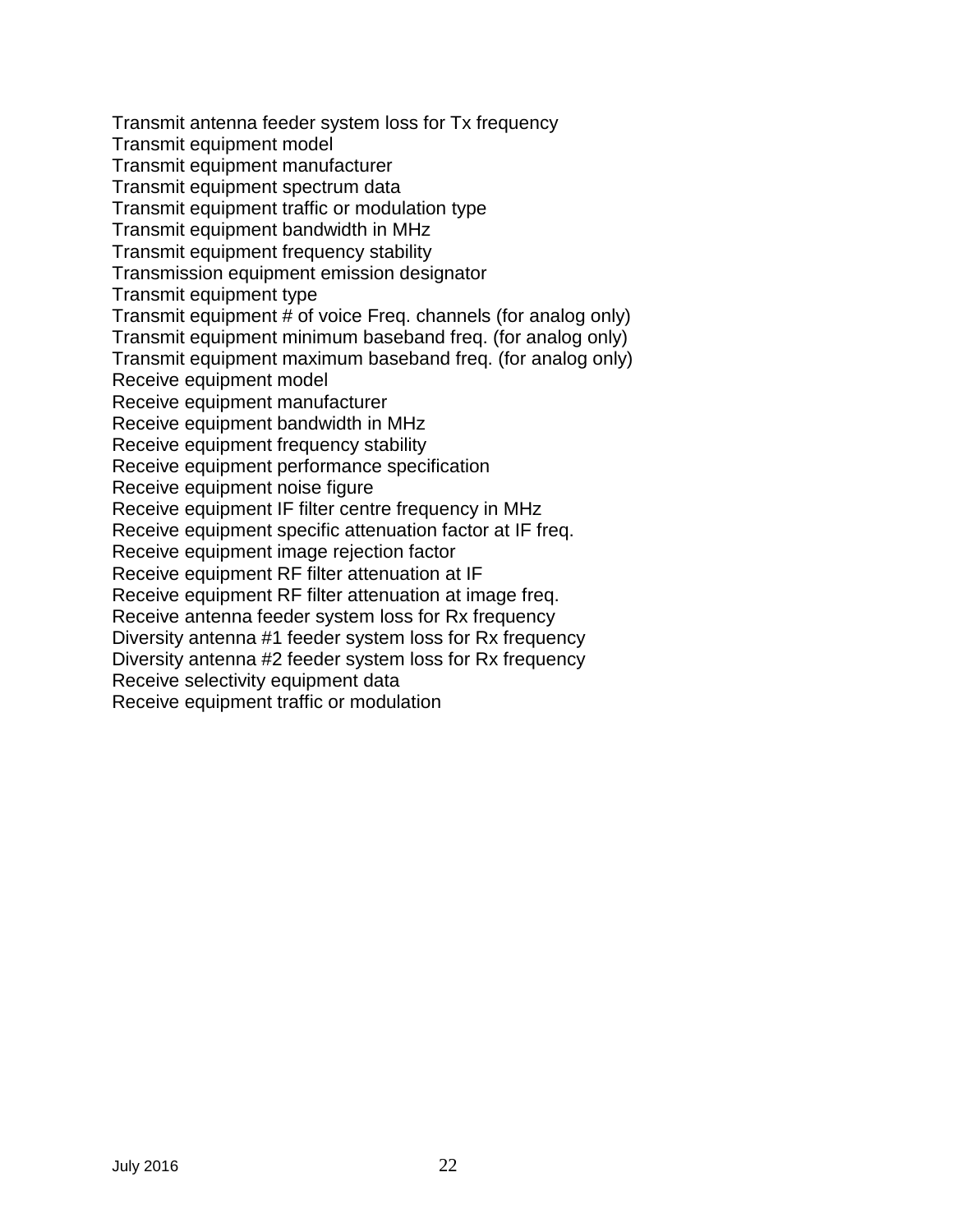Transmit antenna feeder system loss for Tx frequency
Transmit equipment model
Transmit equipment manufacturer
Transmit equipment spectrum data
Transmit equipment traffic or modulation type
Transmit equipment bandwidth in MHz
Transmit equipment frequency stability
Transmission equipment emission designator
Transmit equipment type
Transmit equipment # of voice Freq. channels (for analog only)
Transmit equipment minimum baseband freq. (for analog only)
Transmit equipment maximum baseband freq. (for analog only)
Receive equipment model
Receive equipment manufacturer
Receive equipment bandwidth in MHz
Receive equipment frequency stability
Receive equipment performance specification
Receive equipment noise figure
Receive equipment IF filter centre frequency in MHz
Receive equipment specific attenuation factor at IF freq.
Receive equipment image rejection factor
Receive equipment RF filter attenuation at IF
Receive equipment RF filter attenuation at image freq.
Receive antenna feeder system loss for Rx frequency
Diversity antenna #1 feeder system loss for Rx frequency
Diversity antenna #2 feeder system loss for Rx frequency
Receive selectivity equipment data
Receive equipment traffic or modulation